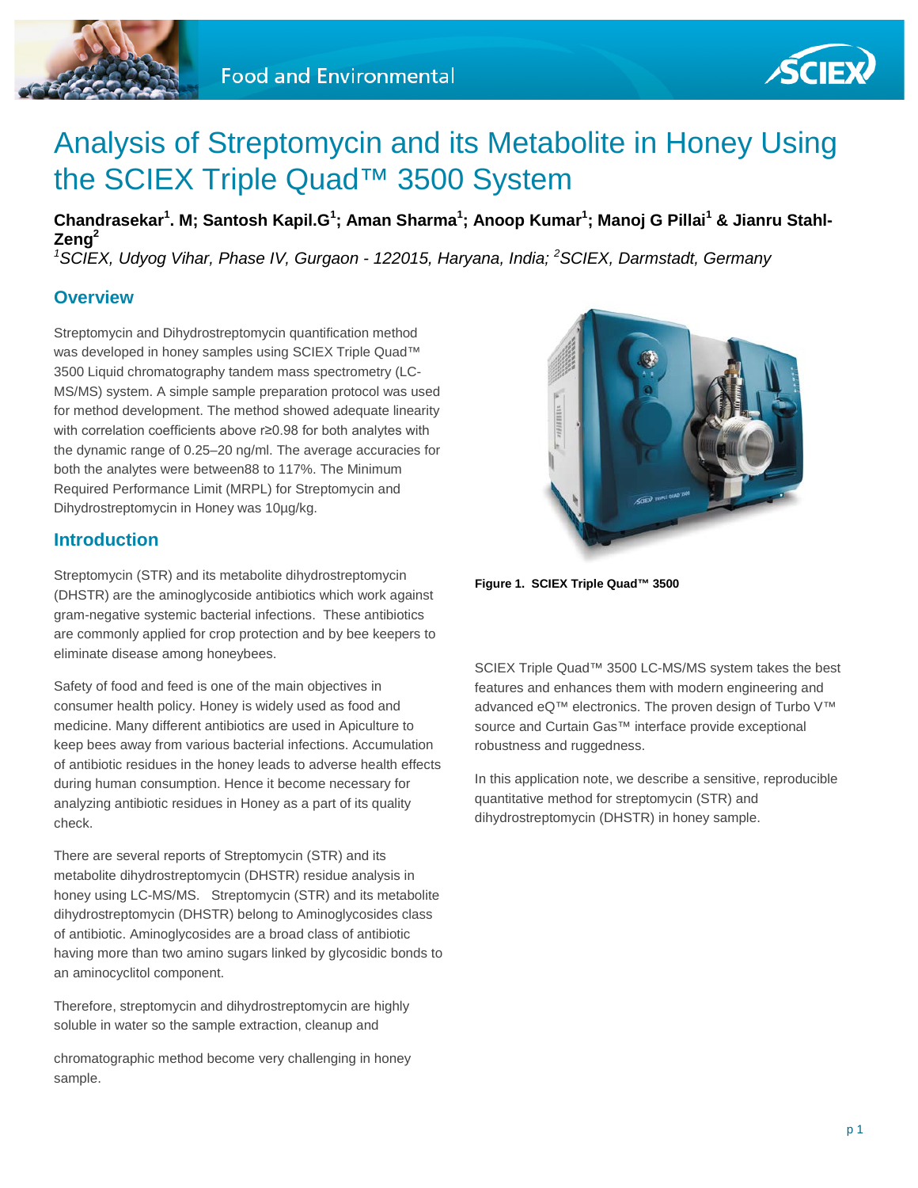# Analysis of Streptomycin and its Metabolite in Honey Using the SCIEX Triple Quad™ 3500 System

**Chandrasekar[1]. M; Santosh Kapil.G[1]; Aman Sharma[1]; Anoop Kumar[1]; Manoj G Pillai[1] & Jianru Stahl-Zeng[2]**

*[1]SCIEX, Udyog Vihar, Phase IV, Gurgaon - 122015, Haryana, India; [2]SCIEX, Darmstadt, Germany*

## Overview

Streptomycin and Dihydrostreptomycin quantification method was developed in honey samples using SCIEX Triple Quad™ 3500 Liquid chromatography tandem mass spectrometry (LC-MS/MS) system. A simple sample preparation protocol was used for method development. The method showed adequate linearity with correlation coefficients above r≥0.98 for both analytes with the dynamic range of 0.25–20 ng/ml. The average accuracies for both the analytes were between88 to 117%. The Minimum Required Performance Limit (MRPL) for Streptomycin and Dihydrostreptomycin in Honey was 10µg/kg.

**Figure 1. SCIEX Triple Quad™ 3500**

## Introduction

Streptomycin (STR) and its metabolite dihydrostreptomycin (DHSTR) are the aminoglycoside antibiotics which work against gram-negative systemic bacterial infections. These antibiotics are commonly applied for crop protection and by bee keepers to eliminate disease among honeybees.

Safety of food and feed is one of the main objectives in consumer health policy. Honey is widely used as food and medicine. Many different antibiotics are used in Apiculture to keep bees away from various bacterial infections. Accumulation of antibiotic residues in the honey leads to adverse health effects during human consumption. Hence it become necessary for analyzing antibiotic residues in Honey as a part of its quality check.

There are several reports of Streptomycin (STR) and its metabolite dihydrostreptomycin (DHSTR) residue analysis in honey using LC-MS/MS. Streptomycin (STR) and its metabolite dihydrostreptomycin (DHSTR) belong to Aminoglycosides class of antibiotic. Aminoglycosides are a broad class of antibiotic having more than two amino sugars linked by glycosidic bonds to an aminocyclitol component.

Therefore, streptomycin and dihydrostreptomycin are highly soluble in water so the sample extraction, cleanup and chromatographic method become very challenging in honey sample.

SCIEX Triple Quad™ 3500 LC-MS/MS system takes the best features and enhances them with modern engineering and advanced eQ™ electronics. The proven design of Turbo V™ source and Curtain Gas™ interface provide exceptional robustness and ruggedness.

In this application note, we describe a sensitive, reproducible quantitative method for streptomycin (STR) and dihydrostreptomycin (DHSTR) in honey sample.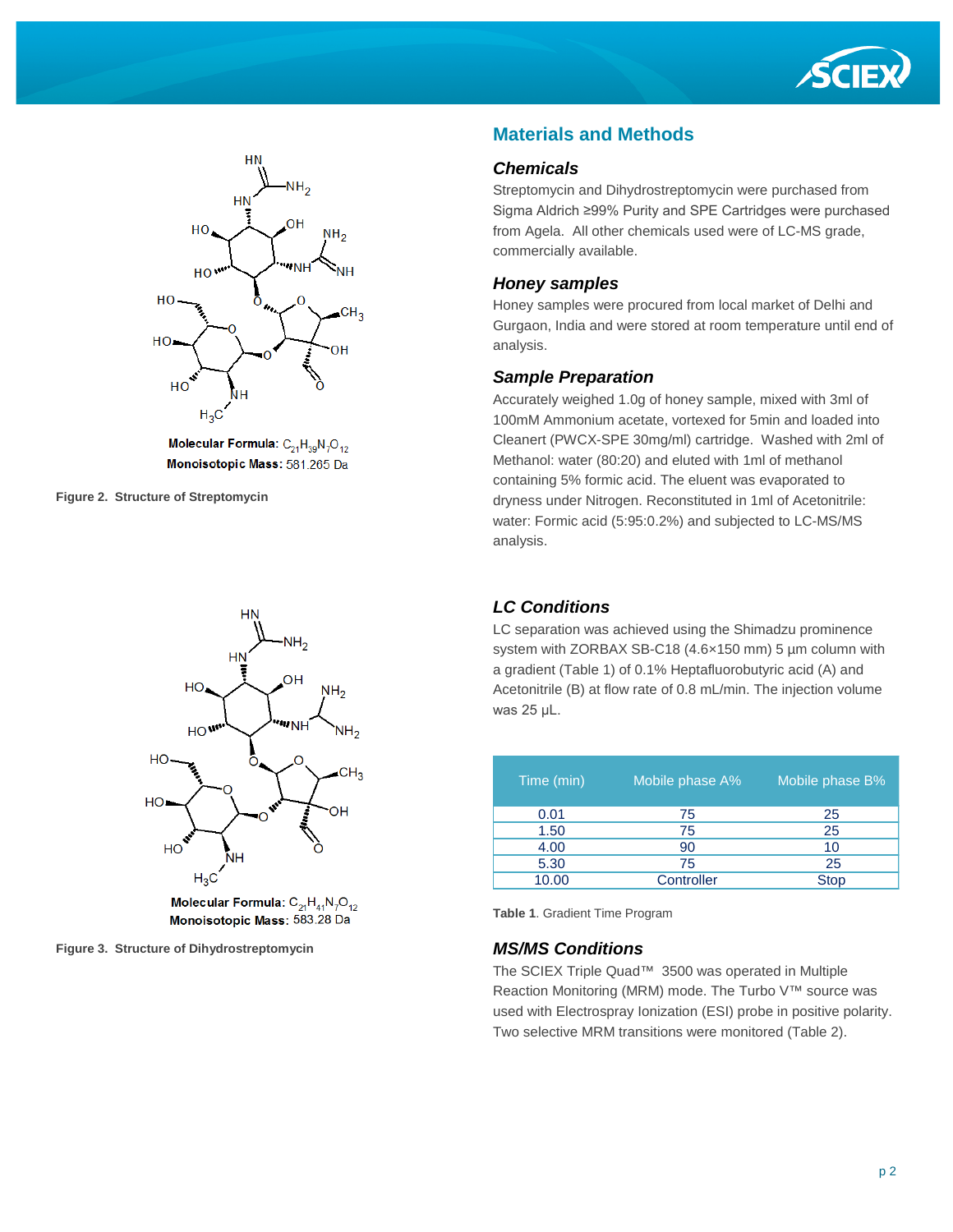Molecular Formula: $C_{21}H_{39}N_7O_{12}$

Monoisotopic Mass: 581.265 Da

**Figure 2. Structure of Streptomycin**

Molecular Formula: $C_{21}H_{41}N_7O_{12}$

Monoisotopic Mass: 583.28 Da

**Figure 3. Structure of Dihydrostreptomycin**

## Materials and Methods

### *Chemicals*

Streptomycin and Dihydrostreptomycin were purchased from Sigma Aldrich ≥99% Purity and SPE Cartridges were purchased from Agela. All other chemicals used were of LC-MS grade, commercially available.

### *Honey samples*

Honey samples were procured from local market of Delhi and Gurgaon, India and were stored at room temperature until end of analysis.

### *Sample Preparation*

Accurately weighed 1.0g of honey sample, mixed with 3ml of 100mM Ammonium acetate, vortexed for 5min and loaded into Cleanert (PWCX-SPE 30mg/ml) cartridge. Washed with 2ml of Methanol: water (80:20) and eluted with 1ml of methanol containing 5% formic acid. The eluent was evaporated to dryness under Nitrogen. Reconstituted in 1ml of Acetonitrile: water: Formic acid (5:95:0.2%) and subjected to LC-MS/MS analysis.

### *LC Conditions*

LC separation was achieved using the Shimadzu prominence system with ZORBAX SB-C18 (4.6×150 mm) 5 µm column with a gradient (Table 1) of 0.1% Heptafluorobutyric acid (A) and Acetonitrile (B) at flow rate of 0.8 mL/min. The injection volume was 25 µL.

| Time (min) | Mobile phase A% | Mobile phase B% |
|---|---|---|
| 0.01 | 75 | 25 |
| 1.50 | 75 | 25 |
| 4.00 | 90 | 10 |
| 5.30 | 75 | 25 |
| 10.00 | Controller | Stop |

**Table 1**. Gradient Time Program

### *MS/MS Conditions*

The SCIEX Triple Quad™ 3500 was operated in Multiple Reaction Monitoring (MRM) mode. The Turbo V™ source was used with Electrospray Ionization (ESI) probe in positive polarity. Two selective MRM transitions were monitored (Table 2).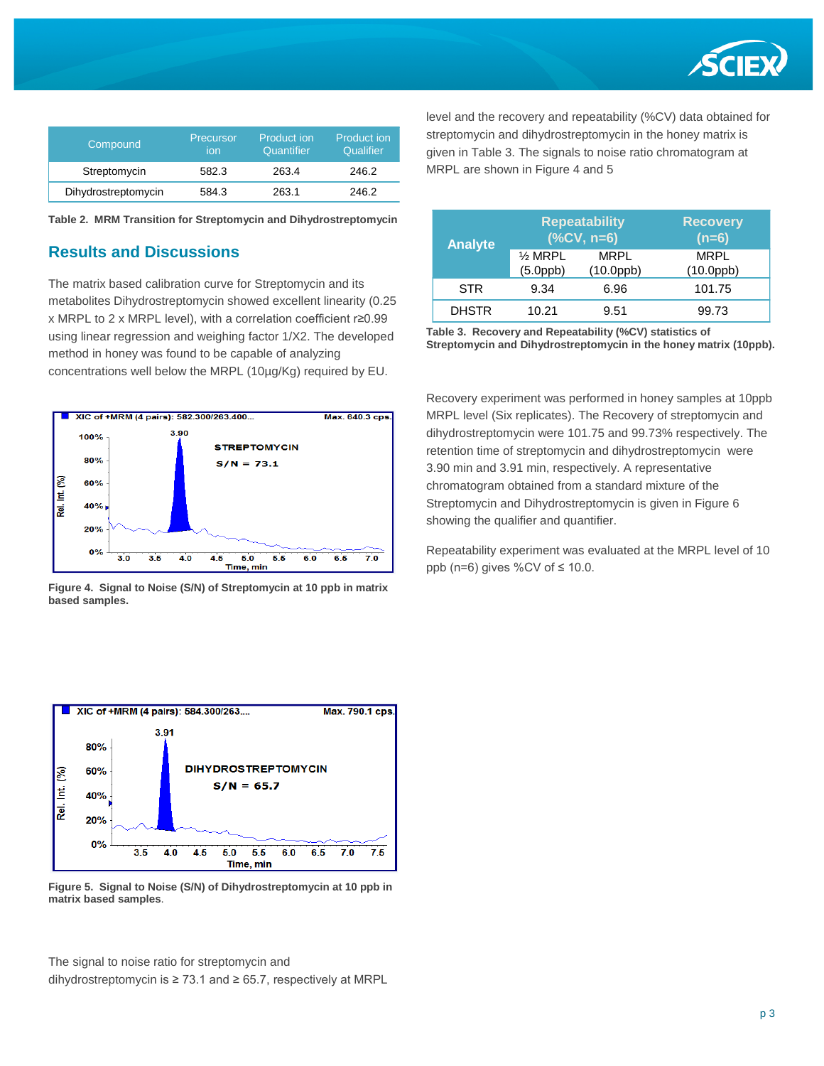| Compound | Precursor ion | Product ion Quantifier | Product ion Qualifier |
|---|---|---|---|
| Streptomycin | 582.3 | 263.4 | 246.2 |
| Dihydrostreptomycin | 584.3 | 263.1 | 246.2 |

**Table 2. MRM Transition for Streptomycin and Dihydrostreptomycin**

## Results and Discussions

The matrix based calibration curve for Streptomycin and its metabolites Dihydrostreptomycin showed excellent linearity (0.25 x MRPL to 2 x MRPL level), with a correlation coefficient r≥0.99 using linear regression and weighing factor 1/X2. The developed method in honey was found to be capable of analyzing concentrations well below the MRPL (10µg/Kg) required by EU.

**Figure 4. Signal to Noise (S/N) of Streptomycin at 10 ppb in matrix based samples.**

**Figure 5. Signal to Noise (S/N) of Dihydrostreptomycin at 10 ppb in matrix based samples.**

The signal to noise ratio for streptomycin and dihydrostreptomycin is ≥ 73.1 and ≥ 65.7, respectively at MRPL level and the recovery and repeatability (%CV) data obtained for streptomycin and dihydrostreptomycin in the honey matrix is given in Table 3. The signals to noise ratio chromatogram at MRPL are shown in Figure 4 and 5

| Analyte | Repeatability (%CV, n=6) | | Recovery (n=6) |
|---|---|---|---|
| | ½ MRPL (5.0ppb) | MRPL (10.0ppb) | MRPL (10.0ppb) |
| STR | 9.34 | 6.96 | 101.75 |
| DHSTR | 10.21 | 9.51 | 99.73 |

**Table 3. Recovery and Repeatability (%CV) statistics of Streptomycin and Dihydrostreptomycin in the honey matrix (10ppb).**

Recovery experiment was performed in honey samples at 10ppb MRPL level (Six replicates). The Recovery of streptomycin and dihydrostreptomycin were 101.75 and 99.73% respectively. The retention time of streptomycin and dihydrostreptomycin were 3.90 min and 3.91 min, respectively. A representative chromatogram obtained from a standard mixture of the Streptomycin and Dihydrostreptomycin is given in Figure 6 showing the qualifier and quantifier.

Repeatability experiment was evaluated at the MRPL level of 10 ppb (n=6) gives %CV of ≤ 10.0.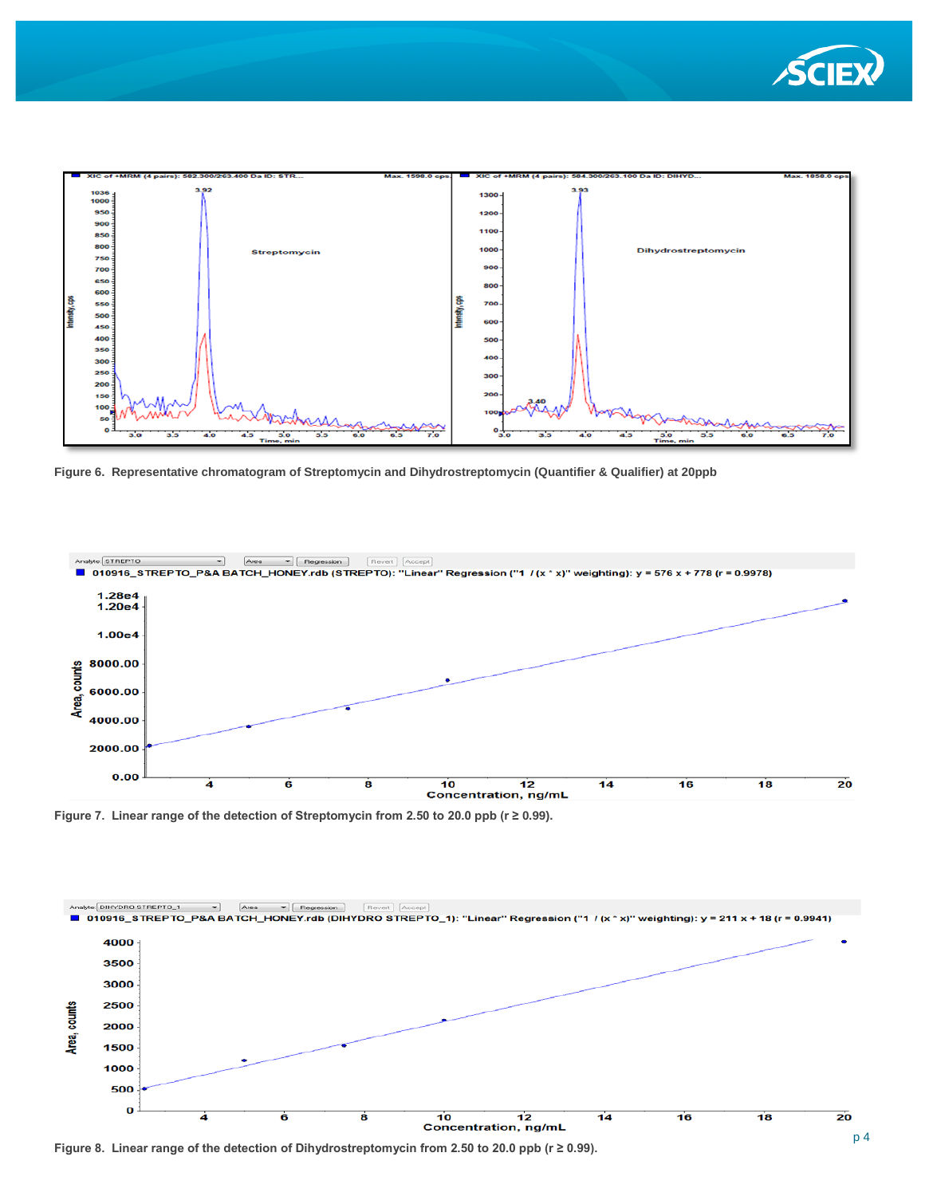Figure 6. Representative chromatogram of Streptomycin and Dihydrostreptomycin (Quantifier & Qualifier) at 20ppb

Figure 7. Linear range of the detection of Streptomycin from 2.50 to 20.0 ppb (r ≥ 0.99).

Figure 8. Linear range of the detection of Dihydrostreptomycin from 2.50 to 20.0 ppb (r ≥ 0.99).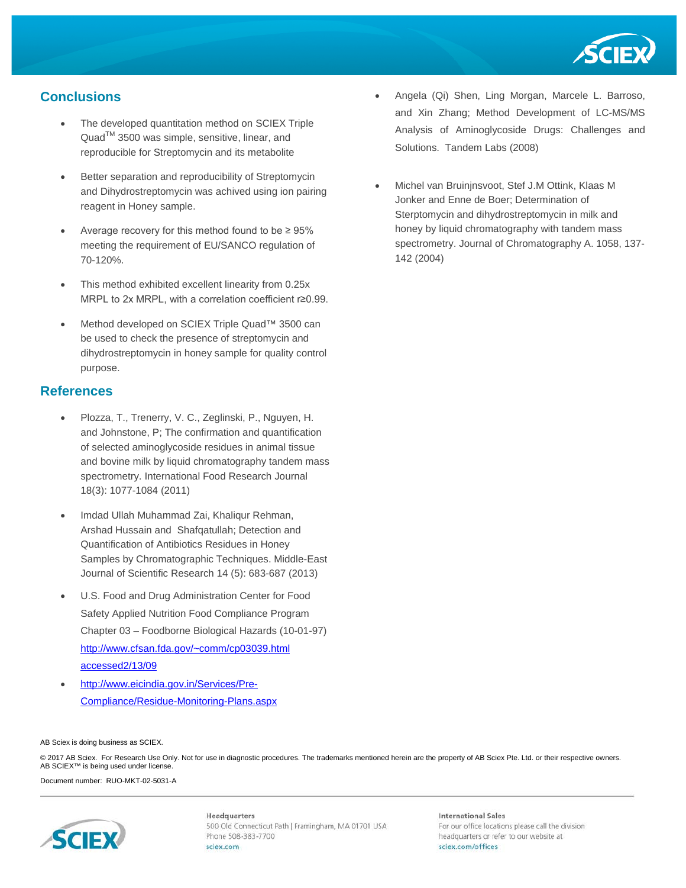## Conclusions

- The developed quantitation method on SCIEX Triple Quad™ 3500 was simple, sensitive, linear, and reproducible for Streptomycin and its metabolite
- Better separation and reproducibility of Streptomycin and Dihydrostreptomycin was achived using ion pairing reagent in Honey sample.
- Average recovery for this method found to be ≥ 95% meeting the requirement of EU/SANCO regulation of 70-120%.
- This method exhibited excellent linearity from 0.25x MRPL to 2x MRPL, with a correlation coefficient r≥0.99.
- Method developed on SCIEX Triple Quad™ 3500 can be used to check the presence of streptomycin and dihydrostreptomycin in honey sample for quality control purpose.

## References

- Plozza, T., Trenerry, V. C., Zeglinski, P., Nguyen, H. and Johnstone, P; The confirmation and quantification of selected aminoglycoside residues in animal tissue and bovine milk by liquid chromatography tandem mass spectrometry. International Food Research Journal 18(3): 1077-1084 (2011)
- Imdad Ullah Muhammad Zai, Khaliqur Rehman, Arshad Hussain and Shafqatullah; Detection and Quantification of Antibiotics Residues in Honey Samples by Chromatographic Techniques. Middle-East Journal of Scientific Research 14 (5): 683-687 (2013)
- U.S. Food and Drug Administration Center for Food Safety Applied Nutrition Food Compliance Program Chapter 03 – Foodborne Biological Hazards (10-01-97) http://www.cfsan.fda.gov/~comm/cp03039.html accessed2/13/09
- http://www.eicindia.gov.in/Services/Pre-Compliance/Residue-Monitoring-Plans.aspx
- Angela (Qi) Shen, Ling Morgan, Marcele L. Barroso, and Xin Zhang; Method Development of LC-MS/MS Analysis of Aminoglycoside Drugs: Challenges and Solutions. Tandem Labs (2008)
- Michel van Bruinjnsvoot, Stef J.M Ottink, Klaas M Jonker and Enne de Boer; Determination of Sterptomycin and dihydrostreptomycin in milk and honey by liquid chromatography with tandem mass spectrometry. Journal of Chromatography A. 1058, 137-142 (2004)

AB Sciex is doing business as SCIEX.

© 2017 AB Sciex. For Research Use Only. Not for use in diagnostic procedures. The trademarks mentioned herein are the property of AB Sciex Pte. Ltd. or their respective owners. AB SCIEX™ is being used under license.

Document number: RUO-MKT-02-5031-A

**Headquarters**
500 Old Connecticut Path | Framingham, MA 01701 USA
Phone 508-383-7700
sciex.com

**International Sales**
For our office locations please call the division headquarters or refer to our website at
sciex.com/offices